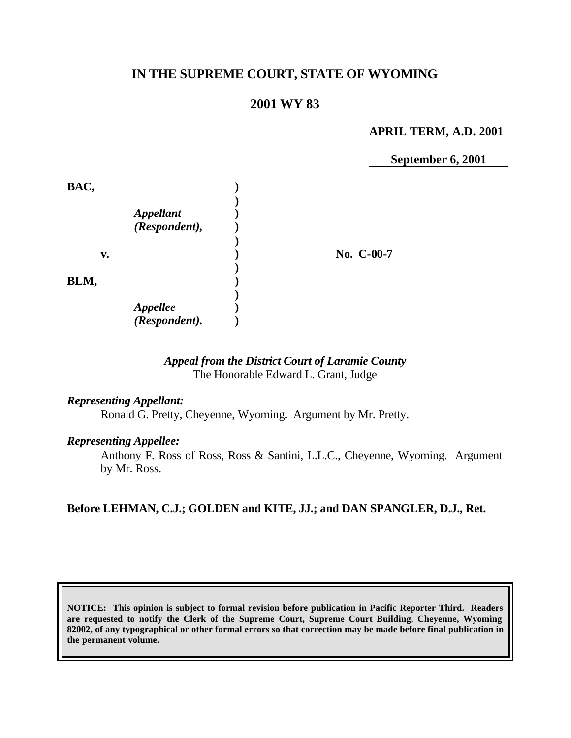# IN THE SUPREME COURT, STATE OF WYOMING

## 2001 WY 83

**APRIL TERM, A.D. 2001**

**September 6, 2001**

**BAC,**

*Appellant (Respondent),*

**v.**

**BLM,**

*Appellee (Respondent).*

**No. C-00-7**

*Appeal from the District Court of Laramie County*
The Honorable Edward L. Grant, Judge

*Representing Appellant:*
Ronald G. Pretty, Cheyenne, Wyoming. Argument by Mr. Pretty.

*Representing Appellee:*
Anthony F. Ross of Ross, Ross & Santini, L.L.C., Cheyenne, Wyoming. Argument by Mr. Ross.

**Before LEHMAN, C.J.; GOLDEN and KITE, JJ.; and DAN SPANGLER, D.J., Ret.**

**NOTICE: This opinion is subject to formal revision before publication in Pacific Reporter Third. Readers are requested to notify the Clerk of the Supreme Court, Supreme Court Building, Cheyenne, Wyoming 82002, of any typographical or other formal errors so that correction may be made before final publication in the permanent volume.**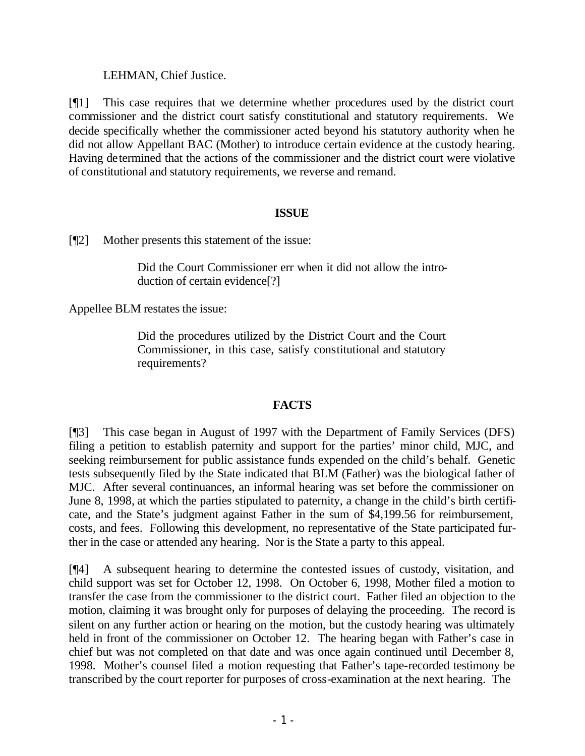LEHMAN, Chief Justice.

[¶1] This case requires that we determine whether procedures used by the district court commissioner and the district court satisfy constitutional and statutory requirements. We decide specifically whether the commissioner acted beyond his statutory authority when he did not allow Appellant BAC (Mother) to introduce certain evidence at the custody hearing. Having determined that the actions of the commissioner and the district court were violative of constitutional and statutory requirements, we reverse and remand.

## ISSUE

[¶2] Mother presents this statement of the issue:

> Did the Court Commissioner err when it did not allow the introduction of certain evidence[?]

Appellee BLM restates the issue:

> Did the procedures utilized by the District Court and the Court Commissioner, in this case, satisfy constitutional and statutory requirements?

## FACTS

[¶3] This case began in August of 1997 with the Department of Family Services (DFS) filing a petition to establish paternity and support for the parties' minor child, MJC, and seeking reimbursement for public assistance funds expended on the child's behalf. Genetic tests subsequently filed by the State indicated that BLM (Father) was the biological father of MJC. After several continuances, an informal hearing was set before the commissioner on June 8, 1998, at which the parties stipulated to paternity, a change in the child's birth certificate, and the State's judgment against Father in the sum of $4,199.56 for reimbursement, costs, and fees. Following this development, no representative of the State participated further in the case or attended any hearing. Nor is the State a party to this appeal.

[¶4] A subsequent hearing to determine the contested issues of custody, visitation, and child support was set for October 12, 1998. On October 6, 1998, Mother filed a motion to transfer the case from the commissioner to the district court. Father filed an objection to the motion, claiming it was brought only for purposes of delaying the proceeding. The record is silent on any further action or hearing on the motion, but the custody hearing was ultimately held in front of the commissioner on October 12. The hearing began with Father's case in chief but was not completed on that date and was once again continued until December 8, 1998. Mother's counsel filed a motion requesting that Father's tape-recorded testimony be transcribed by the court reporter for purposes of cross-examination at the next hearing. The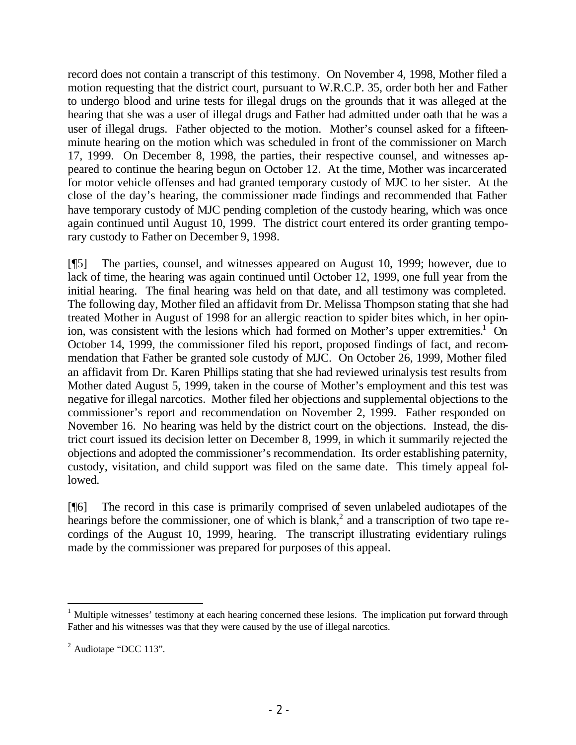record does not contain a transcript of this testimony. On November 4, 1998, Mother filed a motion requesting that the district court, pursuant to W.R.C.P. 35, order both her and Father to undergo blood and urine tests for illegal drugs on the grounds that it was alleged at the hearing that she was a user of illegal drugs and Father had admitted under oath that he was a user of illegal drugs. Father objected to the motion. Mother's counsel asked for a fifteen-minute hearing on the motion which was scheduled in front of the commissioner on March 17, 1999. On December 8, 1998, the parties, their respective counsel, and witnesses appeared to continue the hearing begun on October 12. At the time, Mother was incarcerated for motor vehicle offenses and had granted temporary custody of MJC to her sister. At the close of the day's hearing, the commissioner made findings and recommended that Father have temporary custody of MJC pending completion of the custody hearing, which was once again continued until August 10, 1999. The district court entered its order granting temporary custody to Father on December 9, 1998.

[¶5] The parties, counsel, and witnesses appeared on August 10, 1999; however, due to lack of time, the hearing was again continued until October 12, 1999, one full year from the initial hearing. The final hearing was held on that date, and all testimony was completed. The following day, Mother filed an affidavit from Dr. Melissa Thompson stating that she had treated Mother in August of 1998 for an allergic reaction to spider bites which, in her opinion, was consistent with the lesions which had formed on Mother's upper extremities.[1] On October 14, 1999, the commissioner filed his report, proposed findings of fact, and recommendation that Father be granted sole custody of MJC. On October 26, 1999, Mother filed an affidavit from Dr. Karen Phillips stating that she had reviewed urinalysis test results from Mother dated August 5, 1999, taken in the course of Mother's employment and this test was negative for illegal narcotics. Mother filed her objections and supplemental objections to the commissioner's report and recommendation on November 2, 1999. Father responded on November 16. No hearing was held by the district court on the objections. Instead, the district court issued its decision letter on December 8, 1999, in which it summarily rejected the objections and adopted the commissioner's recommendation. Its order establishing paternity, custody, visitation, and child support was filed on the same date. This timely appeal followed.

[¶6] The record in this case is primarily comprised of seven unlabeled audiotapes of the hearings before the commissioner, one of which is blank,[2] and a transcription of two tape recordings of the August 10, 1999, hearing. The transcript illustrating evidentiary rulings made by the commissioner was prepared for purposes of this appeal.

---

[1] Multiple witnesses' testimony at each hearing concerned these lesions. The implication put forward through Father and his witnesses was that they were caused by the use of illegal narcotics.

[2] Audiotape "DCC 113".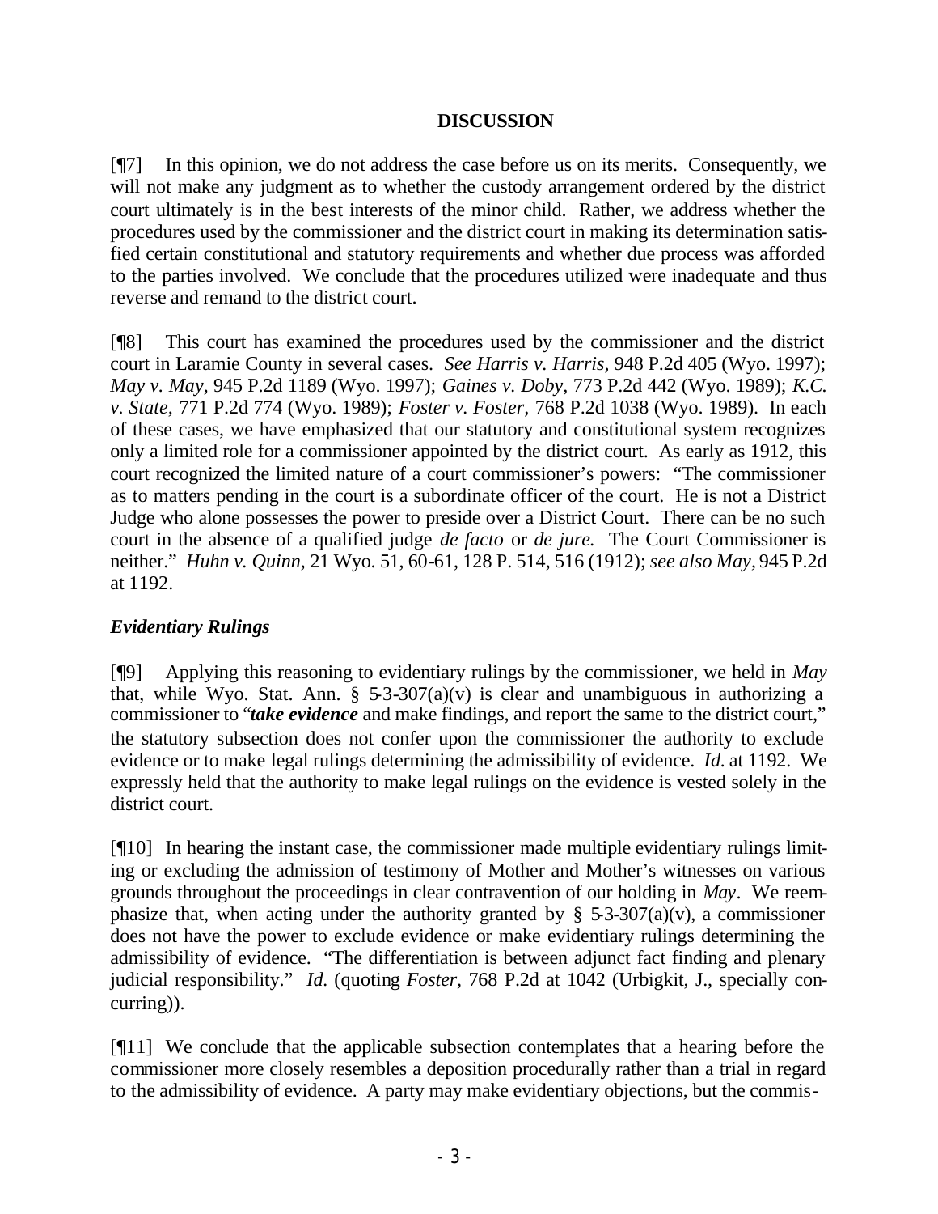## DISCUSSION

[¶7] In this opinion, we do not address the case before us on its merits. Consequently, we will not make any judgment as to whether the custody arrangement ordered by the district court ultimately is in the best interests of the minor child. Rather, we address whether the procedures used by the commissioner and the district court in making its determination satisfied certain constitutional and statutory requirements and whether due process was afforded to the parties involved. We conclude that the procedures utilized were inadequate and thus reverse and remand to the district court.

[¶8] This court has examined the procedures used by the commissioner and the district court in Laramie County in several cases. *See Harris v. Harris*, 948 P.2d 405 (Wyo. 1997); *May v. May*, 945 P.2d 1189 (Wyo. 1997); *Gaines v. Doby*, 773 P.2d 442 (Wyo. 1989); *K.C. v. State*, 771 P.2d 774 (Wyo. 1989); *Foster v. Foster*, 768 P.2d 1038 (Wyo. 1989). In each of these cases, we have emphasized that our statutory and constitutional system recognizes only a limited role for a commissioner appointed by the district court. As early as 1912, this court recognized the limited nature of a court commissioner's powers: "The commissioner as to matters pending in the court is a subordinate officer of the court. He is not a District Judge who alone possesses the power to preside over a District Court. There can be no such court in the absence of a qualified judge *de facto* or *de jure.* The Court Commissioner is neither." *Huhn v. Quinn*, 21 Wyo. 51, 60-61, 128 P. 514, 516 (1912); *see also May*, 945 P.2d at 1192.

### *Evidentiary Rulings*

[¶9] Applying this reasoning to evidentiary rulings by the commissioner, we held in *May* that, while Wyo. Stat. Ann. § 5-3-307(a)(v) is clear and unambiguous in authorizing a commissioner to "***take evidence*** and make findings, and report the same to the district court," the statutory subsection does not confer upon the commissioner the authority to exclude evidence or to make legal rulings determining the admissibility of evidence. *Id.* at 1192. We expressly held that the authority to make legal rulings on the evidence is vested solely in the district court.

[¶10] In hearing the instant case, the commissioner made multiple evidentiary rulings limiting or excluding the admission of testimony of Mother and Mother's witnesses on various grounds throughout the proceedings in clear contravention of our holding in *May*. We reemphasize that, when acting under the authority granted by § 5-3-307(a)(v), a commissioner does not have the power to exclude evidence or make evidentiary rulings determining the admissibility of evidence. "The differentiation is between adjunct fact finding and plenary judicial responsibility." *Id.* (quoting *Foster*, 768 P.2d at 1042 (Urbigkit, J., specially concurring)).

[¶11] We conclude that the applicable subsection contemplates that a hearing before the commissioner more closely resembles a deposition procedurally rather than a trial in regard to the admissibility of evidence. A party may make evidentiary objections, but the commis-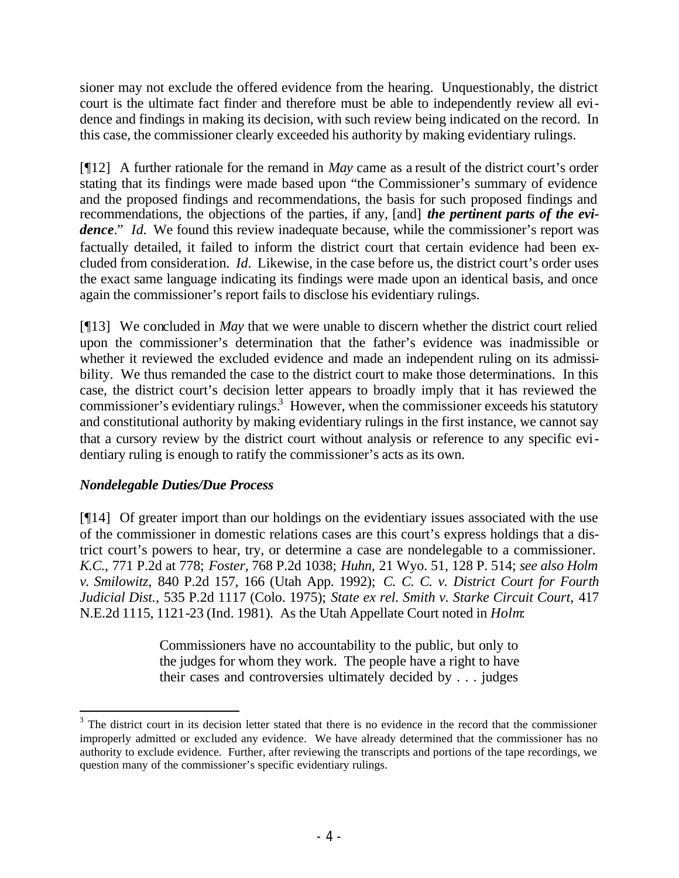sioner may not exclude the offered evidence from the hearing. Unquestionably, the district court is the ultimate fact finder and therefore must be able to independently review all evidence and findings in making its decision, with such review being indicated on the record. In this case, the commissioner clearly exceeded his authority by making evidentiary rulings.

[¶12] A further rationale for the remand in *May* came as a result of the district court's order stating that its findings were made based upon "the Commissioner's summary of evidence and the proposed findings and recommendations, the basis for such proposed findings and recommendations, the objections of the parties, if any, [and] ***the pertinent parts of the evidence***." *Id.* We found this review inadequate because, while the commissioner's report was factually detailed, it failed to inform the district court that certain evidence had been excluded from consideration. *Id*. Likewise, in the case before us, the district court's order uses the exact same language indicating its findings were made upon an identical basis, and once again the commissioner's report fails to disclose his evidentiary rulings.

[¶13] We concluded in *May* that we were unable to discern whether the district court relied upon the commissioner's determination that the father's evidence was inadmissible or whether it reviewed the excluded evidence and made an independent ruling on its admissibility. We thus remanded the case to the district court to make those determinations. In this case, the district court's decision letter appears to broadly imply that it has reviewed the commissioner's evidentiary rulings.[3] However, when the commissioner exceeds his statutory and constitutional authority by making evidentiary rulings in the first instance, we cannot say that a cursory review by the district court without analysis or reference to any specific evidentiary ruling is enough to ratify the commissioner's acts as its own.

### *Nondelegable Duties/Due Process*

[¶14] Of greater import than our holdings on the evidentiary issues associated with the use of the commissioner in domestic relations cases are this court's express holdings that a district court's powers to hear, try, or determine a case are nondelegable to a commissioner. *K.C.,* 771 P.2d at 778; *Foster,* 768 P.2d 1038; *Huhn,* 21 Wyo. 51, 128 P. 514; *see also Holm v. Smilowitz*, 840 P.2d 157, 166 (Utah App. 1992); *C. C. C. v. District Court for Fourth Judicial Dist.,* 535 P.2d 1117 (Colo. 1975); *State ex rel. Smith v. Starke Circuit Court,* 417 N.E.2d 1115, 1121-23 (Ind. 1981). As the Utah Appellate Court noted in *Holm*:

> Commissioners have no accountability to the public, but only to the judges for whom they work. The people have a right to have their cases and controversies ultimately decided by . . . judges

[3] The district court in its decision letter stated that there is no evidence in the record that the commissioner improperly admitted or excluded any evidence. We have already determined that the commissioner has no authority to exclude evidence. Further, after reviewing the transcripts and portions of the tape recordings, we question many of the commissioner's specific evidentiary rulings.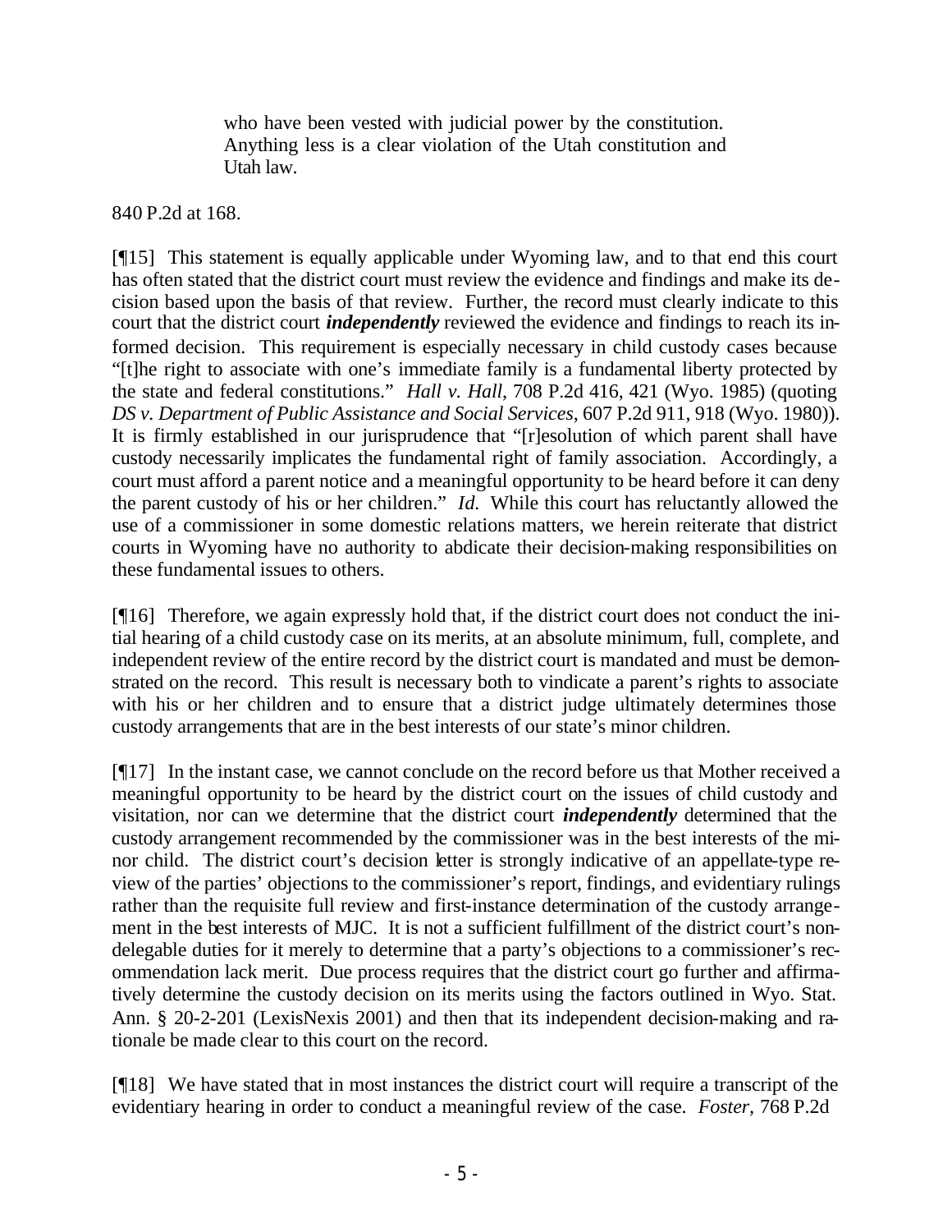> who have been vested with judicial power by the constitution. Anything less is a clear violation of the Utah constitution and Utah law.

840 P.2d at 168.

[¶15] This statement is equally applicable under Wyoming law, and to that end this court has often stated that the district court must review the evidence and findings and make its decision based upon the basis of that review. Further, the record must clearly indicate to this court that the district court ***independently*** reviewed the evidence and findings to reach its informed decision. This requirement is especially necessary in child custody cases because "[t]he right to associate with one's immediate family is a fundamental liberty protected by the state and federal constitutions." *Hall v. Hall*, 708 P.2d 416, 421 (Wyo. 1985) (quoting *DS v. Department of Public Assistance and Social Services*, 607 P.2d 911, 918 (Wyo. 1980)). It is firmly established in our jurisprudence that "[r]esolution of which parent shall have custody necessarily implicates the fundamental right of family association. Accordingly, a court must afford a parent notice and a meaningful opportunity to be heard before it can deny the parent custody of his or her children." *Id.* While this court has reluctantly allowed the use of a commissioner in some domestic relations matters, we herein reiterate that district courts in Wyoming have no authority to abdicate their decision-making responsibilities on these fundamental issues to others.

[¶16] Therefore, we again expressly hold that, if the district court does not conduct the initial hearing of a child custody case on its merits, at an absolute minimum, full, complete, and independent review of the entire record by the district court is mandated and must be demonstrated on the record. This result is necessary both to vindicate a parent's rights to associate with his or her children and to ensure that a district judge ultimately determines those custody arrangements that are in the best interests of our state's minor children.

[¶17] In the instant case, we cannot conclude on the record before us that Mother received a meaningful opportunity to be heard by the district court on the issues of child custody and visitation, nor can we determine that the district court ***independently*** determined that the custody arrangement recommended by the commissioner was in the best interests of the minor child. The district court's decision letter is strongly indicative of an appellate-type review of the parties' objections to the commissioner's report, findings, and evidentiary rulings rather than the requisite full review and first-instance determination of the custody arrangement in the best interests of MJC. It is not a sufficient fulfillment of the district court's nondelegable duties for it merely to determine that a party's objections to a commissioner's recommendation lack merit. Due process requires that the district court go further and affirmatively determine the custody decision on its merits using the factors outlined in Wyo. Stat. Ann. § 20-2-201 (LexisNexis 2001) and then that its independent decision-making and rationale be made clear to this court on the record.

[¶18] We have stated that in most instances the district court will require a transcript of the evidentiary hearing in order to conduct a meaningful review of the case. *Foster,* 768 P.2d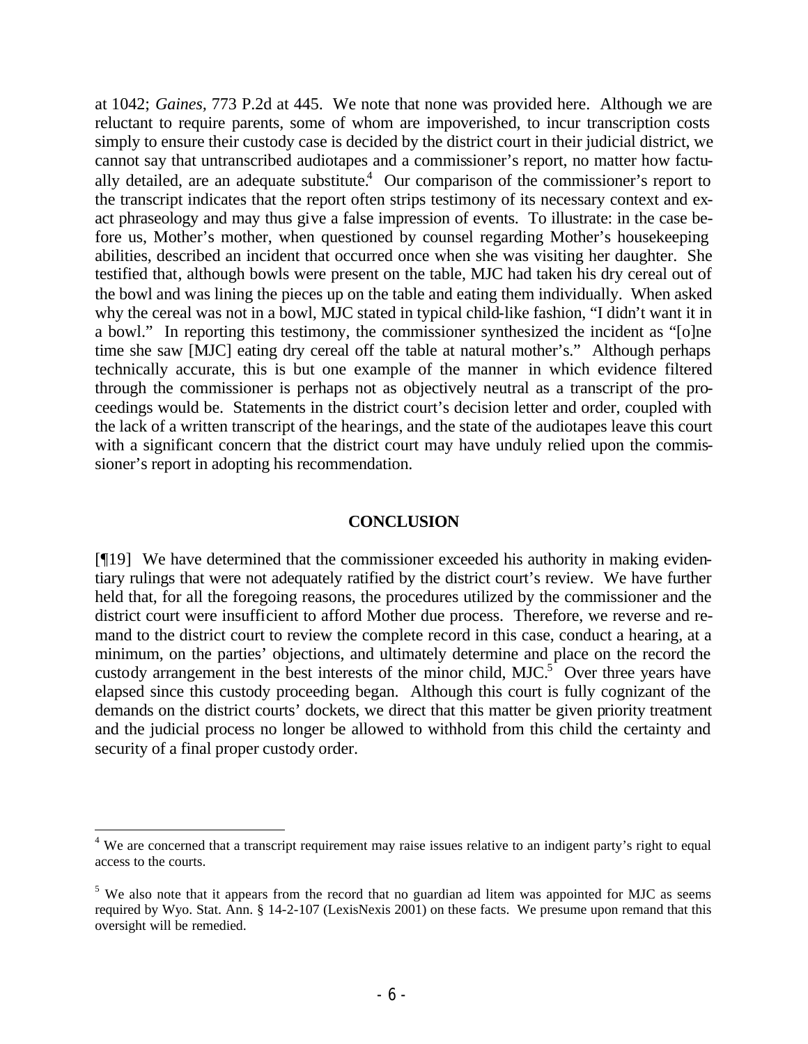at 1042; *Gaines*, 773 P.2d at 445. We note that none was provided here. Although we are reluctant to require parents, some of whom are impoverished, to incur transcription costs simply to ensure their custody case is decided by the district court in their judicial district, we cannot say that untranscribed audiotapes and a commissioner's report, no matter how factually detailed, are an adequate substitute.[4] Our comparison of the commissioner's report to the transcript indicates that the report often strips testimony of its necessary context and exact phraseology and may thus give a false impression of events. To illustrate: in the case before us, Mother's mother, when questioned by counsel regarding Mother's housekeeping abilities, described an incident that occurred once when she was visiting her daughter. She testified that, although bowls were present on the table, MJC had taken his dry cereal out of the bowl and was lining the pieces up on the table and eating them individually. When asked why the cereal was not in a bowl, MJC stated in typical child-like fashion, "I didn't want it in a bowl." In reporting this testimony, the commissioner synthesized the incident as "[o]ne time she saw [MJC] eating dry cereal off the table at natural mother's." Although perhaps technically accurate, this is but one example of the manner in which evidence filtered through the commissioner is perhaps not as objectively neutral as a transcript of the proceedings would be. Statements in the district court's decision letter and order, coupled with the lack of a written transcript of the hearings, and the state of the audiotapes leave this court with a significant concern that the district court may have unduly relied upon the commissioner's report in adopting his recommendation.

## CONCLUSION

[¶19] We have determined that the commissioner exceeded his authority in making evidentiary rulings that were not adequately ratified by the district court's review. We have further held that, for all the foregoing reasons, the procedures utilized by the commissioner and the district court were insufficient to afford Mother due process. Therefore, we reverse and remand to the district court to review the complete record in this case, conduct a hearing, at a minimum, on the parties' objections, and ultimately determine and place on the record the custody arrangement in the best interests of the minor child, MJC.[5] Over three years have elapsed since this custody proceeding began. Although this court is fully cognizant of the demands on the district courts' dockets, we direct that this matter be given priority treatment and the judicial process no longer be allowed to withhold from this child the certainty and security of a final proper custody order.

---

[4] We are concerned that a transcript requirement may raise issues relative to an indigent party's right to equal access to the courts.

[5] We also note that it appears from the record that no guardian ad litem was appointed for MJC as seems required by Wyo. Stat. Ann. § 14-2-107 (LexisNexis 2001) on these facts. We presume upon remand that this oversight will be remedied.